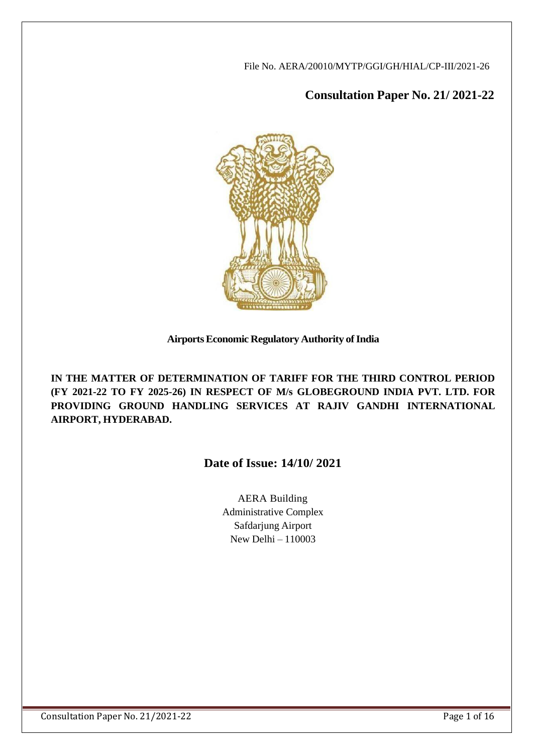File No. AERA/20010/MYTP/GGI/GH/HIAL/CP-III/2021-26

## Consultation Paper No. 21/ 2021-22

**Airports Economic Regulatory Authority of India**

**IN THE MATTER OF DETERMINATION OF TARIFF FOR THE THIRD CONTROL PERIOD (FY 2021-22 TO FY 2025-26) IN RESPECT OF M/s GLOBEGROUND INDIA PVT. LTD. FOR PROVIDING GROUND HANDLING SERVICES AT RAJIV GANDHI INTERNATIONAL AIRPORT, HYDERABAD.**

## Date of Issue: 14/10/ 2021

AERA Building
Administrative Complex
Safdarjung Airport
New Delhi – 110003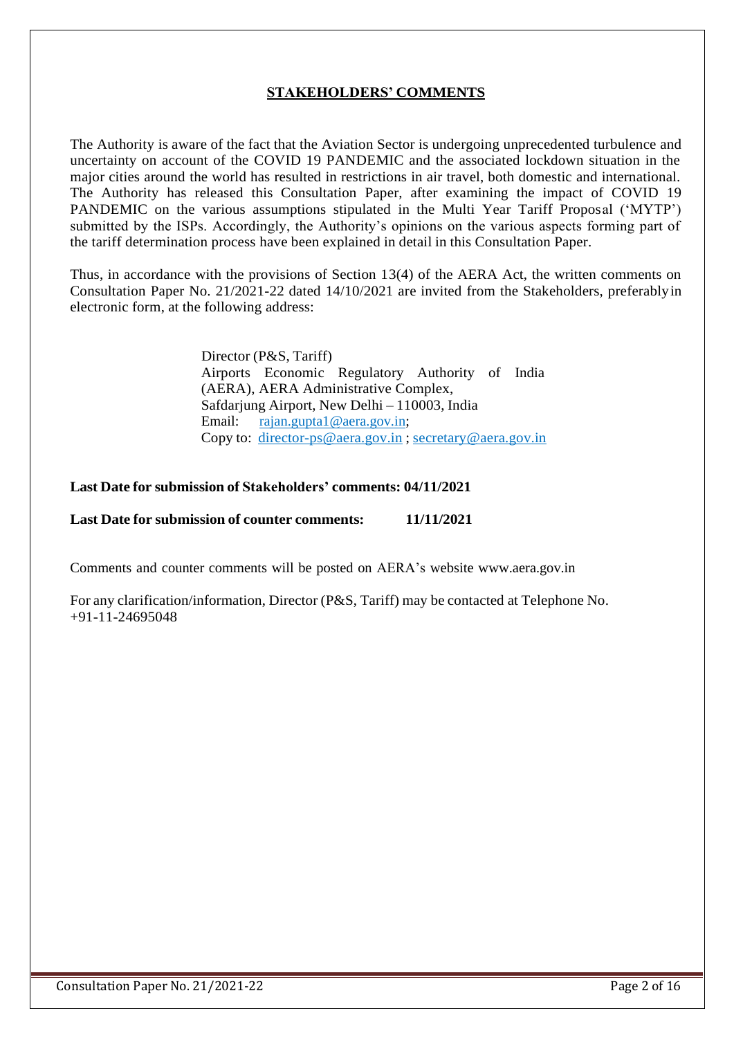## STAKEHOLDERS' COMMENTS

The Authority is aware of the fact that the Aviation Sector is undergoing unprecedented turbulence and uncertainty on account of the COVID 19 PANDEMIC and the associated lockdown situation in the major cities around the world has resulted in restrictions in air travel, both domestic and international. The Authority has released this Consultation Paper, after examining the impact of COVID 19 PANDEMIC on the various assumptions stipulated in the Multi Year Tariff Proposal ('MYTP') submitted by the ISPs. Accordingly, the Authority's opinions on the various aspects forming part of the tariff determination process have been explained in detail in this Consultation Paper.

Thus, in accordance with the provisions of Section 13(4) of the AERA Act, the written comments on Consultation Paper No. 21/2021-22 dated 14/10/2021 are invited from the Stakeholders, preferably in electronic form, at the following address:

Director (P&S, Tariff)
Airports Economic Regulatory Authority of India (AERA), AERA Administrative Complex,
Safdarjung Airport, New Delhi – 110003, India
Email: rajan.gupta1@aera.gov.in;
Copy to: director-ps@aera.gov.in ; secretary@aera.gov.in

**Last Date for submission of Stakeholders' comments: 04/11/2021**

**Last Date for submission of counter comments: 11/11/2021**

Comments and counter comments will be posted on AERA's website www.aera.gov.in

For any clarification/information, Director (P&S, Tariff) may be contacted at Telephone No. +91-11-24695048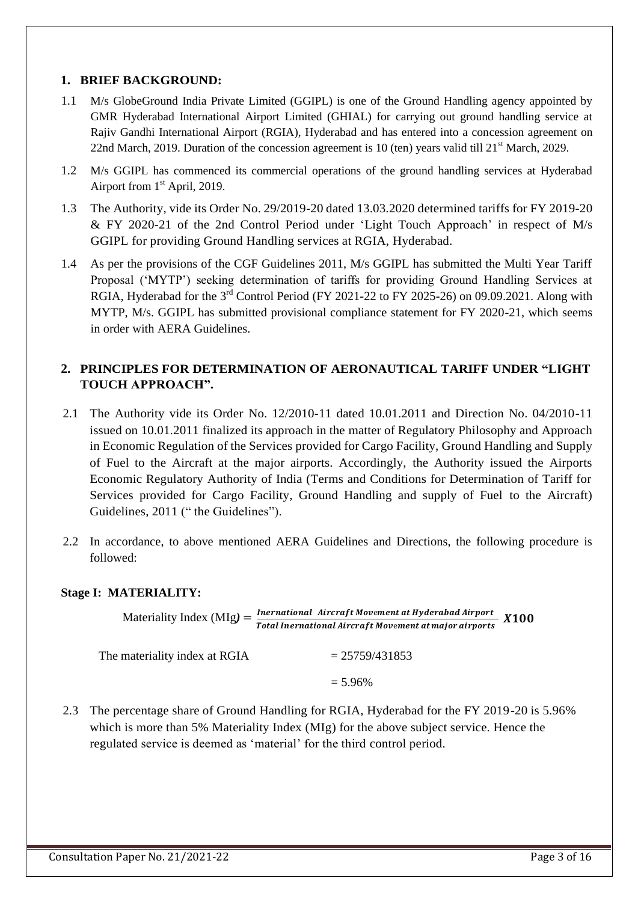## 1. BRIEF BACKGROUND:

1.1 M/s GlobeGround India Private Limited (GGIPL) is one of the Ground Handling agency appointed by GMR Hyderabad International Airport Limited (GHIAL) for carrying out ground handling service at Rajiv Gandhi International Airport (RGIA), Hyderabad and has entered into a concession agreement on 22nd March, 2019. Duration of the concession agreement is 10 (ten) years valid till 21st March, 2029.

1.2 M/s GGIPL has commenced its commercial operations of the ground handling services at Hyderabad Airport from 1st April, 2019.

1.3 The Authority, vide its Order No. 29/2019-20 dated 13.03.2020 determined tariffs for FY 2019-20 & FY 2020-21 of the 2nd Control Period under 'Light Touch Approach' in respect of M/s GGIPL for providing Ground Handling services at RGIA, Hyderabad.

1.4 As per the provisions of the CGF Guidelines 2011, M/s GGIPL has submitted the Multi Year Tariff Proposal ('MYTP') seeking determination of tariffs for providing Ground Handling Services at RGIA, Hyderabad for the 3rd Control Period (FY 2021-22 to FY 2025-26) on 09.09.2021. Along with MYTP, M/s. GGIPL has submitted provisional compliance statement for FY 2020-21, which seems in order with AERA Guidelines.

## 2. PRINCIPLES FOR DETERMINATION OF AERONAUTICAL TARIFF UNDER "LIGHT TOUCH APPROACH".

2.1 The Authority vide its Order No. 12/2010-11 dated 10.01.2011 and Direction No. 04/2010-11 issued on 10.01.2011 finalized its approach in the matter of Regulatory Philosophy and Approach in Economic Regulation of the Services provided for Cargo Facility, Ground Handling and Supply of Fuel to the Aircraft at the major airports. Accordingly, the Authority issued the Airports Economic Regulatory Authority of India (Terms and Conditions for Determination of Tariff for Services provided for Cargo Facility, Ground Handling and supply of Fuel to the Aircraft) Guidelines, 2011 (" the Guidelines").

2.2 In accordance, to above mentioned AERA Guidelines and Directions, the following procedure is followed:

### Stage I: MATERIALITY:

$$\text{Materiality Index (MIg)} = \frac{\textit{Inernational Aircraft Movement at Hyderabad Airport}}{\textit{Total Inernational Aircraft Movement at major airports}} \; \boldsymbol{X100}$$

The materiality index at RGIA = 25759/431853

= 5.96%

2.3 The percentage share of Ground Handling for RGIA, Hyderabad for the FY 2019-20 is 5.96% which is more than 5% Materiality Index (MIg) for the above subject service. Hence the regulated service is deemed as 'material' for the third control period.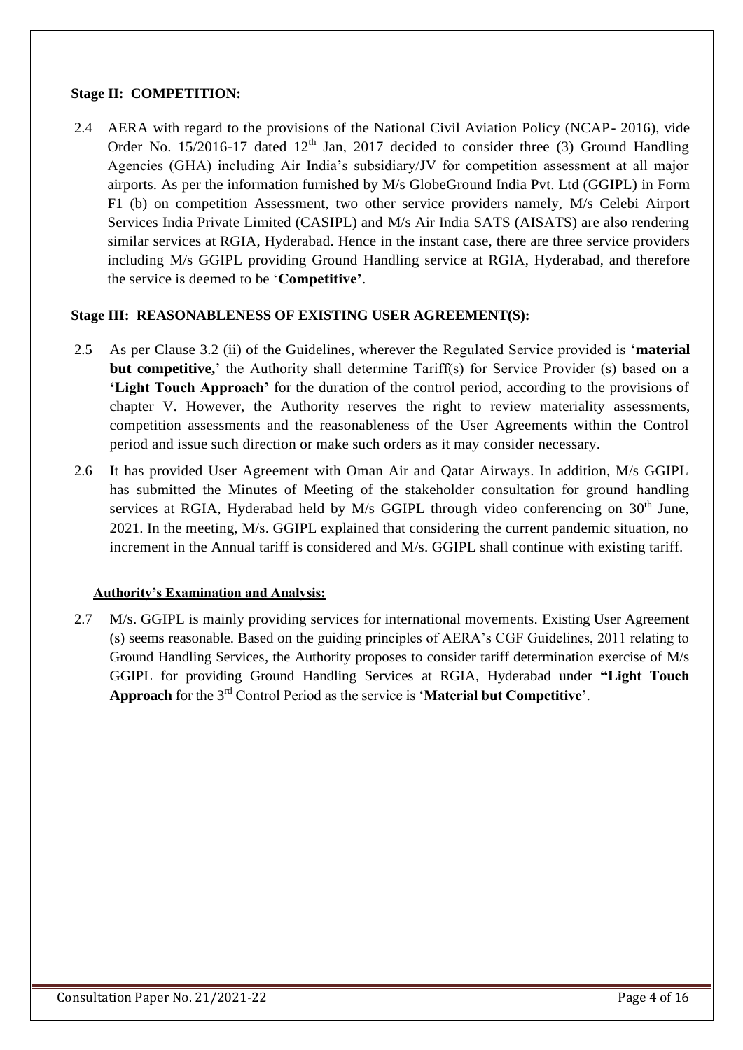### Stage II: COMPETITION:

2.4 AERA with regard to the provisions of the National Civil Aviation Policy (NCAP- 2016), vide Order No. 15/2016-17 dated 12th Jan, 2017 decided to consider three (3) Ground Handling Agencies (GHA) including Air India's subsidiary/JV for competition assessment at all major airports. As per the information furnished by M/s GlobeGround India Pvt. Ltd (GGIPL) in Form F1 (b) on competition Assessment, two other service providers namely, M/s Celebi Airport Services India Private Limited (CASIPL) and M/s Air India SATS (AISATS) are also rendering similar services at RGIA, Hyderabad. Hence in the instant case, there are three service providers including M/s GGIPL providing Ground Handling service at RGIA, Hyderabad, and therefore the service is deemed to be '**Competitive**'.

### Stage III: REASONABLENESS OF EXISTING USER AGREEMENT(S):

2.5 As per Clause 3.2 (ii) of the Guidelines, wherever the Regulated Service provided is '**material but competitive,**' the Authority shall determine Tariff(s) for Service Provider (s) based on a **'Light Touch Approach'** for the duration of the control period, according to the provisions of chapter V. However, the Authority reserves the right to review materiality assessments, competition assessments and the reasonableness of the User Agreements within the Control period and issue such direction or make such orders as it may consider necessary.

2.6 It has provided User Agreement with Oman Air and Qatar Airways. In addition, M/s GGIPL has submitted the Minutes of Meeting of the stakeholder consultation for ground handling services at RGIA, Hyderabad held by M/s GGIPL through video conferencing on 30th June, 2021. In the meeting, M/s. GGIPL explained that considering the current pandemic situation, no increment in the Annual tariff is considered and M/s. GGIPL shall continue with existing tariff.

**Authority's Examination and Analysis:**

2.7 M/s. GGIPL is mainly providing services for international movements. Existing User Agreement (s) seems reasonable. Based on the guiding principles of AERA's CGF Guidelines, 2011 relating to Ground Handling Services, the Authority proposes to consider tariff determination exercise of M/s GGIPL for providing Ground Handling Services at RGIA, Hyderabad under **"Light Touch Approach** for the 3rd Control Period as the service is '**Material but Competitive'**.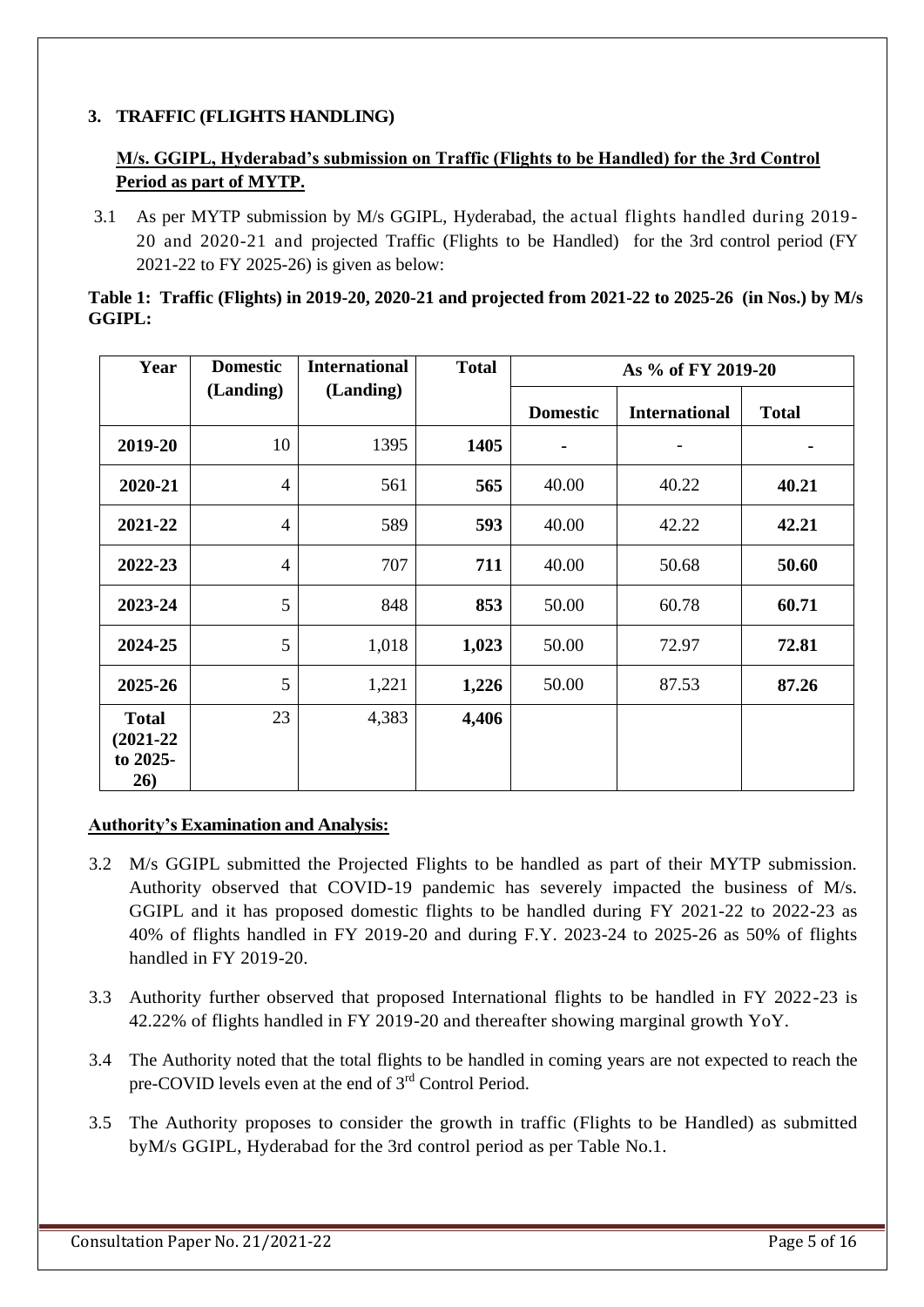## 3. TRAFFIC (FLIGHTS HANDLING)

**M/s. GGIPL, Hyderabad's submission on Traffic (Flights to be Handled) for the 3rd Control Period as part of MYTP.**

3.1 As per MYTP submission by M/s GGIPL, Hyderabad, the actual flights handled during 2019-20 and 2020-21 and projected Traffic (Flights to be Handled) for the 3rd control period (FY 2021-22 to FY 2025-26) is given as below:

**Table 1: Traffic (Flights) in 2019-20, 2020-21 and projected from 2021-22 to 2025-26 (in Nos.) by M/s GGIPL:**

| Year | Domestic (Landing) | International (Landing) | Total | As % of FY 2019-20 | | |
|---|---|---|---|---|---|---|
| | | | | Domestic | International | Total |
| **2019-20** | 10 | 1395 | **1405** | - | - | - |
| **2020-21** | 4 | 561 | **565** | 40.00 | 40.22 | **40.21** |
| **2021-22** | 4 | 589 | **593** | 40.00 | 42.22 | **42.21** |
| **2022-23** | 4 | 707 | **711** | 40.00 | 50.68 | **50.60** |
| **2023-24** | 5 | 848 | **853** | 50.00 | 60.78 | **60.71** |
| **2024-25** | 5 | 1,018 | **1,023** | 50.00 | 72.97 | **72.81** |
| **2025-26** | 5 | 1,221 | **1,226** | 50.00 | 87.53 | **87.26** |
| **Total (2021-22 to 2025-26)** | 23 | 4,383 | **4,406** | | | |

**Authority's Examination and Analysis:**

3.2 M/s GGIPL submitted the Projected Flights to be handled as part of their MYTP submission. Authority observed that COVID-19 pandemic has severely impacted the business of M/s. GGIPL and it has proposed domestic flights to be handled during FY 2021-22 to 2022-23 as 40% of flights handled in FY 2019-20 and during F.Y. 2023-24 to 2025-26 as 50% of flights handled in FY 2019-20.

3.3 Authority further observed that proposed International flights to be handled in FY 2022-23 is 42.22% of flights handled in FY 2019-20 and thereafter showing marginal growth YoY.

3.4 The Authority noted that the total flights to be handled in coming years are not expected to reach the pre-COVID levels even at the end of 3rd Control Period.

3.5 The Authority proposes to consider the growth in traffic (Flights to be Handled) as submitted byM/s GGIPL, Hyderabad for the 3rd control period as per Table No.1.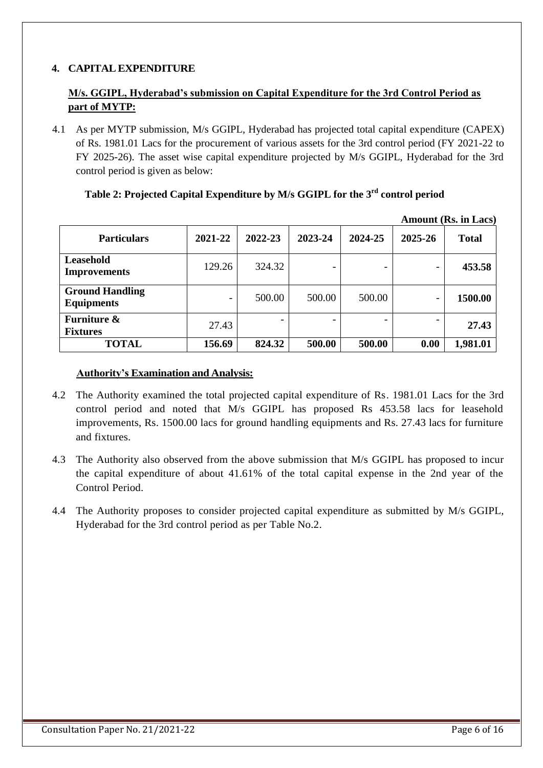## 4. CAPITAL EXPENDITURE

### M/s. GGIPL, Hyderabad's submission on Capital Expenditure for the 3rd Control Period as part of MYTP:

4.1 As per MYTP submission, M/s GGIPL, Hyderabad has projected total capital expenditure (CAPEX) of Rs. 1981.01 Lacs for the procurement of various assets for the 3rd control period (FY 2021-22 to FY 2025-26). The asset wise capital expenditure projected by M/s GGIPL, Hyderabad for the 3rd control period is given as below:

**Table 2: Projected Capital Expenditure by M/s GGIPL for the 3rd control period**

**Amount (Rs. in Lacs)**

| Particulars | 2021-22 | 2022-23 | 2023-24 | 2024-25 | 2025-26 | Total |
|---|---|---|---|---|---|---|
| **Leasehold Improvements** | 129.26 | 324.32 | - | - | - | **453.58** |
| **Ground Handling Equipments** | - | 500.00 | 500.00 | 500.00 | - | **1500.00** |
| **Furniture & Fixtures** | 27.43 | - | - | - | - | **27.43** |
| **TOTAL** | **156.69** | **824.32** | **500.00** | **500.00** | **0.00** | **1,981.01** |

### Authority's Examination and Analysis:

4.2 The Authority examined the total projected capital expenditure of Rs. 1981.01 Lacs for the 3rd control period and noted that M/s GGIPL has proposed Rs 453.58 lacs for leasehold improvements, Rs. 1500.00 lacs for ground handling equipments and Rs. 27.43 lacs for furniture and fixtures.

4.3 The Authority also observed from the above submission that M/s GGIPL has proposed to incur the capital expenditure of about 41.61% of the total capital expense in the 2nd year of the Control Period.

4.4 The Authority proposes to consider projected capital expenditure as submitted by M/s GGIPL, Hyderabad for the 3rd control period as per Table No.2.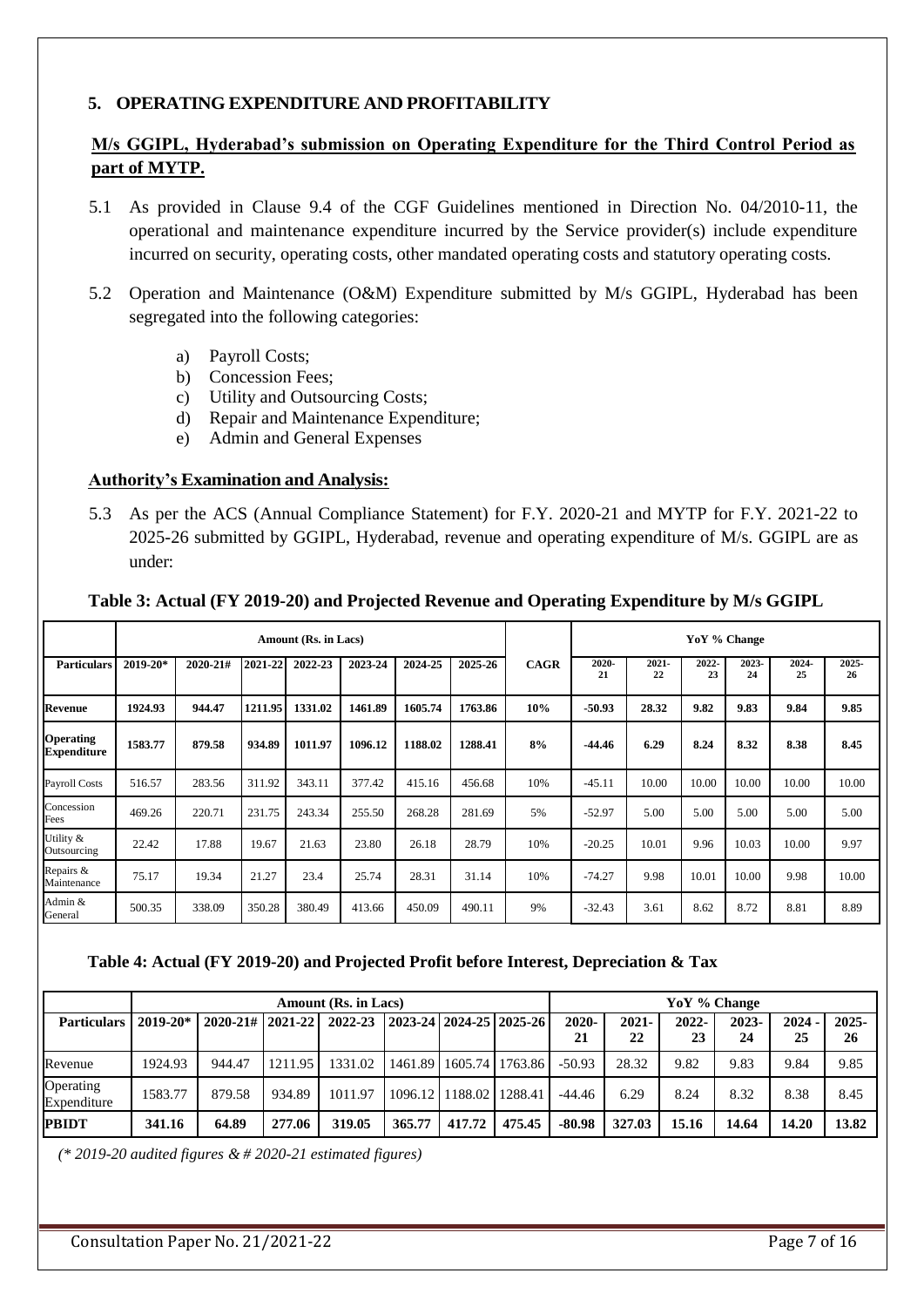## 5. OPERATING EXPENDITURE AND PROFITABILITY

**M/s GGIPL, Hyderabad's submission on Operating Expenditure for the Third Control Period as part of MYTP.**

5.1 As provided in Clause 9.4 of the CGF Guidelines mentioned in Direction No. 04/2010-11, the operational and maintenance expenditure incurred by the Service provider(s) include expenditure incurred on security, operating costs, other mandated operating costs and statutory operating costs.

5.2 Operation and Maintenance (O&M) Expenditure submitted by M/s GGIPL, Hyderabad has been segregated into the following categories:

a) Payroll Costs;
b) Concession Fees;
c) Utility and Outsourcing Costs;
d) Repair and Maintenance Expenditure;
e) Admin and General Expenses

**Authority's Examination and Analysis:**

5.3 As per the ACS (Annual Compliance Statement) for F.Y. 2020-21 and MYTP for F.Y. 2021-22 to 2025-26 submitted by GGIPL, Hyderabad, revenue and operating expenditure of M/s. GGIPL are as under:

**Table 3: Actual (FY 2019-20) and Projected Revenue and Operating Expenditure by M/s GGIPL**

| | Amount (Rs. in Lacs) | | | | | | | | YoY % Change | | | | | |
|---|---|---|---|---|---|---|---|---|---|---|---|---|---|---|
| **Particulars** | **2019-20*** | **2020-21#** | **2021-22** | **2022-23** | **2023-24** | **2024-25** | **2025-26** | **CAGR** | **2020-21** | **2021-22** | **2022-23** | **2023-24** | **2024-25** | **2025-26** |
| **Revenue** | **1924.93** | **944.47** | **1211.95** | **1331.02** | **1461.89** | **1605.74** | **1763.86** | **10%** | **-50.93** | **28.32** | **9.82** | **9.83** | **9.84** | **9.85** |
| **Operating Expenditure** | **1583.77** | **879.58** | **934.89** | **1011.97** | **1096.12** | **1188.02** | **1288.41** | **8%** | **-44.46** | **6.29** | **8.24** | **8.32** | **8.38** | **8.45** |
| Payroll Costs | 516.57 | 283.56 | 311.92 | 343.11 | 377.42 | 415.16 | 456.68 | 10% | -45.11 | 10.00 | 10.00 | 10.00 | 10.00 | 10.00 |
| Concession Fees | 469.26 | 220.71 | 231.75 | 243.34 | 255.50 | 268.28 | 281.69 | 5% | -52.97 | 5.00 | 5.00 | 5.00 | 5.00 | 5.00 |
| Utility & Outsourcing | 22.42 | 17.88 | 19.67 | 21.63 | 23.80 | 26.18 | 28.79 | 10% | -20.25 | 10.01 | 9.96 | 10.03 | 10.00 | 9.97 |
| Repairs & Maintenance | 75.17 | 19.34 | 21.27 | 23.4 | 25.74 | 28.31 | 31.14 | 10% | -74.27 | 9.98 | 10.01 | 10.00 | 9.98 | 10.00 |
| Admin & General | 500.35 | 338.09 | 350.28 | 380.49 | 413.66 | 450.09 | 490.11 | 9% | -32.43 | 3.61 | 8.62 | 8.72 | 8.81 | 8.89 |

**Table 4: Actual (FY 2019-20) and Projected Profit before Interest, Depreciation & Tax**

| | Amount (Rs. in Lacs) | | | | | | | YoY % Change | | | | | |
|---|---|---|---|---|---|---|---|---|---|---|---|---|---|
| **Particulars** | **2019-20*** | **2020-21#** | **2021-22** | **2022-23** | **2023-24** | **2024-25** | **2025-26** | **2020-21** | **2021-22** | **2022-23** | **2023-24** | **2024 - 25** | **2025-26** |
| Revenue | 1924.93 | 944.47 | 1211.95 | 1331.02 | 1461.89 | 1605.74 | 1763.86 | -50.93 | 28.32 | 9.82 | 9.83 | 9.84 | 9.85 |
| Operating Expenditure | 1583.77 | 879.58 | 934.89 | 1011.97 | 1096.12 | 1188.02 | 1288.41 | -44.46 | 6.29 | 8.24 | 8.32 | 8.38 | 8.45 |
| **PBIDT** | **341.16** | **64.89** | **277.06** | **319.05** | **365.77** | **417.72** | **475.45** | **-80.98** | **327.03** | **15.16** | **14.64** | **14.20** | **13.82** |

*(\* 2019-20 audited figures & # 2020-21 estimated figures)*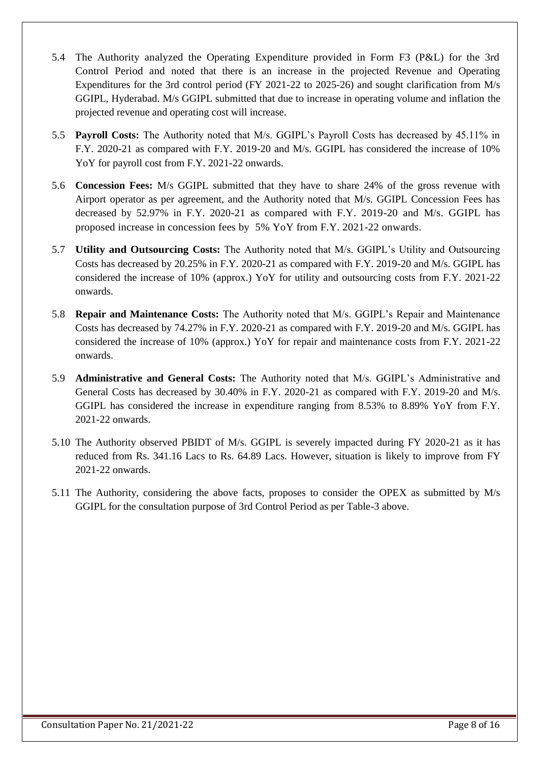5.4 The Authority analyzed the Operating Expenditure provided in Form F3 (P&L) for the 3rd Control Period and noted that there is an increase in the projected Revenue and Operating Expenditures for the 3rd control period (FY 2021-22 to 2025-26) and sought clarification from M/s GGIPL, Hyderabad. M/s GGIPL submitted that due to increase in operating volume and inflation the projected revenue and operating cost will increase.

5.5 **Payroll Costs:** The Authority noted that M/s. GGIPL's Payroll Costs has decreased by 45.11% in F.Y. 2020-21 as compared with F.Y. 2019-20 and M/s. GGIPL has considered the increase of 10% YoY for payroll cost from F.Y. 2021-22 onwards.

5.6 **Concession Fees:** M/s GGIPL submitted that they have to share 24% of the gross revenue with Airport operator as per agreement, and the Authority noted that M/s. GGIPL Concession Fees has decreased by 52.97% in F.Y. 2020-21 as compared with F.Y. 2019-20 and M/s. GGIPL has proposed increase in concession fees by 5% YoY from F.Y. 2021-22 onwards.

5.7 **Utility and Outsourcing Costs:** The Authority noted that M/s. GGIPL's Utility and Outsourcing Costs has decreased by 20.25% in F.Y. 2020-21 as compared with F.Y. 2019-20 and M/s. GGIPL has considered the increase of 10% (approx.) YoY for utility and outsourcing costs from F.Y. 2021-22 onwards.

5.8 **Repair and Maintenance Costs:** The Authority noted that M/s. GGIPL's Repair and Maintenance Costs has decreased by 74.27% in F.Y. 2020-21 as compared with F.Y. 2019-20 and M/s. GGIPL has considered the increase of 10% (approx.) YoY for repair and maintenance costs from F.Y. 2021-22 onwards.

5.9 **Administrative and General Costs:** The Authority noted that M/s. GGIPL's Administrative and General Costs has decreased by 30.40% in F.Y. 2020-21 as compared with F.Y. 2019-20 and M/s. GGIPL has considered the increase in expenditure ranging from 8.53% to 8.89% YoY from F.Y. 2021-22 onwards.

5.10 The Authority observed PBIDT of M/s. GGIPL is severely impacted during FY 2020-21 as it has reduced from Rs. 341.16 Lacs to Rs. 64.89 Lacs. However, situation is likely to improve from FY 2021-22 onwards.

5.11 The Authority, considering the above facts, proposes to consider the OPEX as submitted by M/s GGIPL for the consultation purpose of 3rd Control Period as per Table-3 above.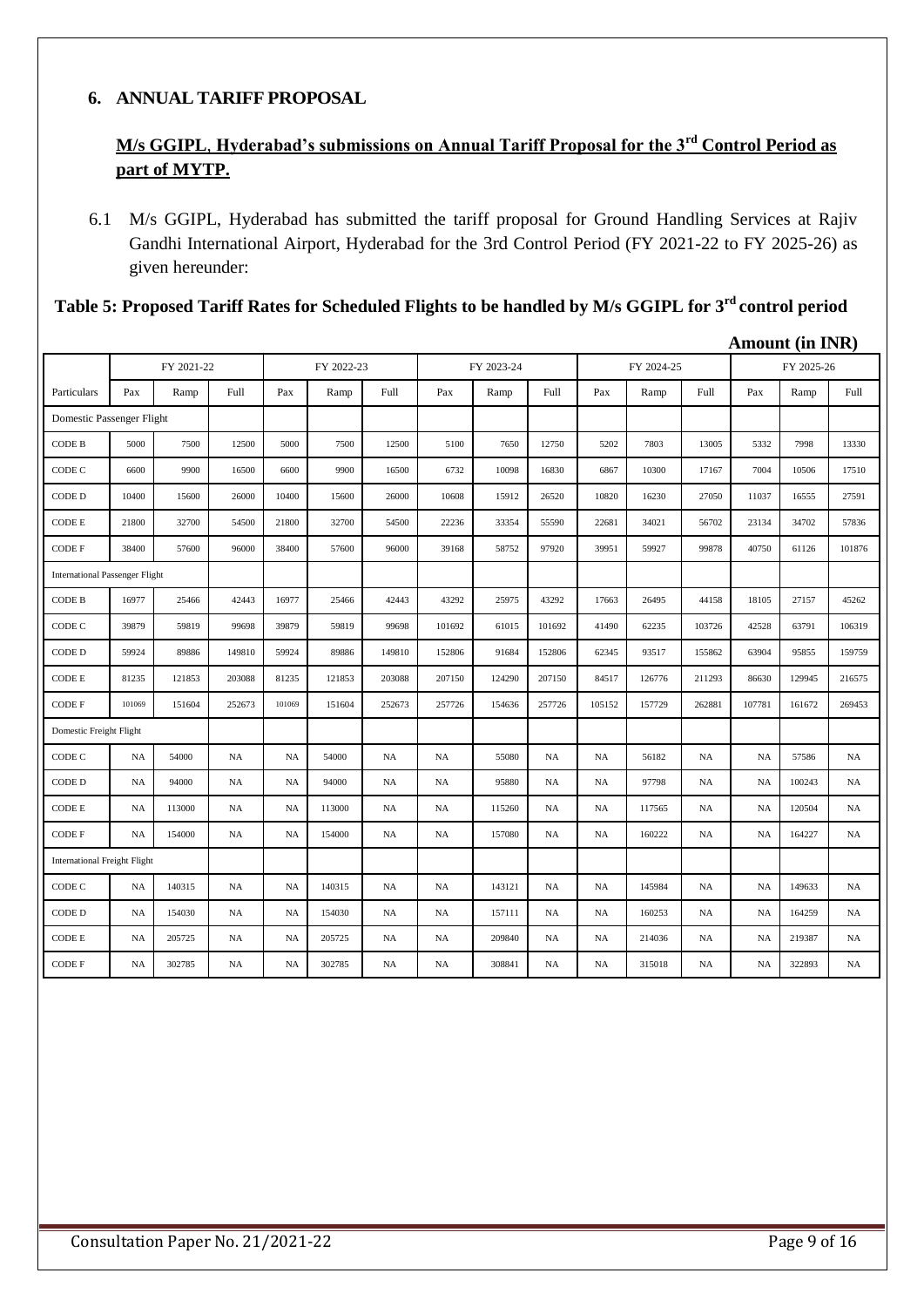## 6. ANNUAL TARIFF PROPOSAL

### M/s GGIPL, Hyderabad's submissions on Annual Tariff Proposal for the 3[rd] Control Period as part of MYTP.

6.1 M/s GGIPL, Hyderabad has submitted the tariff proposal for Ground Handling Services at Rajiv Gandhi International Airport, Hyderabad for the 3rd Control Period (FY 2021-22 to FY 2025-26) as given hereunder:

**Table 5: Proposed Tariff Rates for Scheduled Flights to be handled by M/s GGIPL for 3[rd] control period**

**Amount (in INR)**

| | FY 2021-22 | | | FY 2022-23 | | | FY 2023-24 | | | FY 2024-25 | | | FY 2025-26 | | |
|---|---|---|---|---|---|---|---|---|---|---|---|---|---|---|---|
| Particulars | Pax | Ramp | Full | Pax | Ramp | Full | Pax | Ramp | Full | Pax | Ramp | Full | Pax | Ramp | Full |
| Domestic Passenger Flight | | | | | | | | | | | | | | | |
| CODE B | 5000 | 7500 | 12500 | 5000 | 7500 | 12500 | 5100 | 7650 | 12750 | 5202 | 7803 | 13005 | 5332 | 7998 | 13330 |
| CODE C | 6600 | 9900 | 16500 | 6600 | 9900 | 16500 | 6732 | 10098 | 16830 | 6867 | 10300 | 17167 | 7004 | 10506 | 17510 |
| CODE D | 10400 | 15600 | 26000 | 10400 | 15600 | 26000 | 10608 | 15912 | 26520 | 10820 | 16230 | 27050 | 11037 | 16555 | 27591 |
| CODE E | 21800 | 32700 | 54500 | 21800 | 32700 | 54500 | 22236 | 33354 | 55590 | 22681 | 34021 | 56702 | 23134 | 34702 | 57836 |
| CODE F | 38400 | 57600 | 96000 | 38400 | 57600 | 96000 | 39168 | 58752 | 97920 | 39951 | 59927 | 99878 | 40750 | 61126 | 101876 |
| International Passenger Flight | | | | | | | | | | | | | | | |
| CODE B | 16977 | 25466 | 42443 | 16977 | 25466 | 42443 | 43292 | 25975 | 43292 | 17663 | 26495 | 44158 | 18105 | 27157 | 45262 |
| CODE C | 39879 | 59819 | 99698 | 39879 | 59819 | 99698 | 101692 | 61015 | 101692 | 41490 | 62235 | 103726 | 42528 | 63791 | 106319 |
| CODE D | 59924 | 89886 | 149810 | 59924 | 89886 | 149810 | 152806 | 91684 | 152806 | 62345 | 93517 | 155862 | 63904 | 95855 | 159759 |
| CODE E | 81235 | 121853 | 203088 | 81235 | 121853 | 203088 | 207150 | 124290 | 207150 | 84517 | 126776 | 211293 | 86630 | 129945 | 216575 |
| CODE F | 101069 | 151604 | 252673 | 101069 | 151604 | 252673 | 257726 | 154636 | 257726 | 105152 | 157729 | 262881 | 107781 | 161672 | 269453 |
| Domestic Freight Flight | | | | | | | | | | | | | | | |
| CODE C | NA | 54000 | NA | NA | 54000 | NA | NA | 55080 | NA | NA | 56182 | NA | NA | 57586 | NA |
| CODE D | NA | 94000 | NA | NA | 94000 | NA | NA | 95880 | NA | NA | 97798 | NA | NA | 100243 | NA |
| CODE E | NA | 113000 | NA | NA | 113000 | NA | NA | 115260 | NA | NA | 117565 | NA | NA | 120504 | NA |
| CODE F | NA | 154000 | NA | NA | 154000 | NA | NA | 157080 | NA | NA | 160222 | NA | NA | 164227 | NA |
| International Freight Flight | | | | | | | | | | | | | | | |
| CODE C | NA | 140315 | NA | NA | 140315 | NA | NA | 143121 | NA | NA | 145984 | NA | NA | 149633 | NA |
| CODE D | NA | 154030 | NA | NA | 154030 | NA | NA | 157111 | NA | NA | 160253 | NA | NA | 164259 | NA |
| CODE E | NA | 205725 | NA | NA | 205725 | NA | NA | 209840 | NA | NA | 214036 | NA | NA | 219387 | NA |
| CODE F | NA | 302785 | NA | NA | 302785 | NA | NA | 308841 | NA | NA | 315018 | NA | NA | 322893 | NA |

Consultation Paper No. 21/2021-22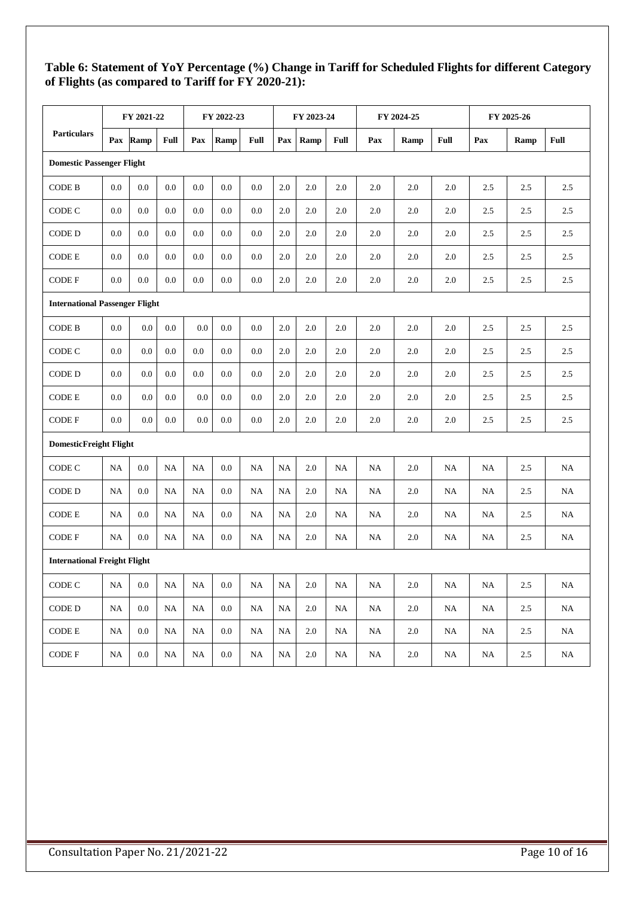**Table 6: Statement of YoY Percentage (%) Change in Tariff for Scheduled Flights for different Category of Flights (as compared to Tariff for FY 2020-21):**

| Particulars | FY 2021-22 | | | FY 2022-23 | | | FY 2023-24 | | | FY 2024-25 | | | FY 2025-26 | | |
|---|---|---|---|---|---|---|---|---|---|---|---|---|---|---|---|
| | Pax | Ramp | Full | Pax | Ramp | Full | Pax | Ramp | Full | Pax | Ramp | Full | Pax | Ramp | Full |
| **Domestic Passenger Flight** | | | | | | | | | | | | | | | |
| CODE B | 0.0 | 0.0 | 0.0 | 0.0 | 0.0 | 0.0 | 2.0 | 2.0 | 2.0 | 2.0 | 2.0 | 2.0 | 2.5 | 2.5 | 2.5 |
| CODE C | 0.0 | 0.0 | 0.0 | 0.0 | 0.0 | 0.0 | 2.0 | 2.0 | 2.0 | 2.0 | 2.0 | 2.0 | 2.5 | 2.5 | 2.5 |
| CODE D | 0.0 | 0.0 | 0.0 | 0.0 | 0.0 | 0.0 | 2.0 | 2.0 | 2.0 | 2.0 | 2.0 | 2.0 | 2.5 | 2.5 | 2.5 |
| CODE E | 0.0 | 0.0 | 0.0 | 0.0 | 0.0 | 0.0 | 2.0 | 2.0 | 2.0 | 2.0 | 2.0 | 2.0 | 2.5 | 2.5 | 2.5 |
| CODE F | 0.0 | 0.0 | 0.0 | 0.0 | 0.0 | 0.0 | 2.0 | 2.0 | 2.0 | 2.0 | 2.0 | 2.0 | 2.5 | 2.5 | 2.5 |
| **International Passenger Flight** | | | | | | | | | | | | | | | |
| CODE B | 0.0 | 0.0 | 0.0 | 0.0 | 0.0 | 0.0 | 2.0 | 2.0 | 2.0 | 2.0 | 2.0 | 2.0 | 2.5 | 2.5 | 2.5 |
| CODE C | 0.0 | 0.0 | 0.0 | 0.0 | 0.0 | 0.0 | 2.0 | 2.0 | 2.0 | 2.0 | 2.0 | 2.0 | 2.5 | 2.5 | 2.5 |
| CODE D | 0.0 | 0.0 | 0.0 | 0.0 | 0.0 | 0.0 | 2.0 | 2.0 | 2.0 | 2.0 | 2.0 | 2.0 | 2.5 | 2.5 | 2.5 |
| CODE E | 0.0 | 0.0 | 0.0 | 0.0 | 0.0 | 0.0 | 2.0 | 2.0 | 2.0 | 2.0 | 2.0 | 2.0 | 2.5 | 2.5 | 2.5 |
| CODE F | 0.0 | 0.0 | 0.0 | 0.0 | 0.0 | 0.0 | 2.0 | 2.0 | 2.0 | 2.0 | 2.0 | 2.0 | 2.5 | 2.5 | 2.5 |
| **DomesticFreight Flight** | | | | | | | | | | | | | | | |
| CODE C | NA | 0.0 | NA | NA | 0.0 | NA | NA | 2.0 | NA | NA | 2.0 | NA | NA | 2.5 | NA |
| CODE D | NA | 0.0 | NA | NA | 0.0 | NA | NA | 2.0 | NA | NA | 2.0 | NA | NA | 2.5 | NA |
| CODE E | NA | 0.0 | NA | NA | 0.0 | NA | NA | 2.0 | NA | NA | 2.0 | NA | NA | 2.5 | NA |
| CODE F | NA | 0.0 | NA | NA | 0.0 | NA | NA | 2.0 | NA | NA | 2.0 | NA | NA | 2.5 | NA |
| **International Freight Flight** | | | | | | | | | | | | | | | |
| CODE C | NA | 0.0 | NA | NA | 0.0 | NA | NA | 2.0 | NA | NA | 2.0 | NA | NA | 2.5 | NA |
| CODE D | NA | 0.0 | NA | NA | 0.0 | NA | NA | 2.0 | NA | NA | 2.0 | NA | NA | 2.5 | NA |
| CODE E | NA | 0.0 | NA | NA | 0.0 | NA | NA | 2.0 | NA | NA | 2.0 | NA | NA | 2.5 | NA |
| CODE F | NA | 0.0 | NA | NA | 0.0 | NA | NA | 2.0 | NA | NA | 2.0 | NA | NA | 2.5 | NA |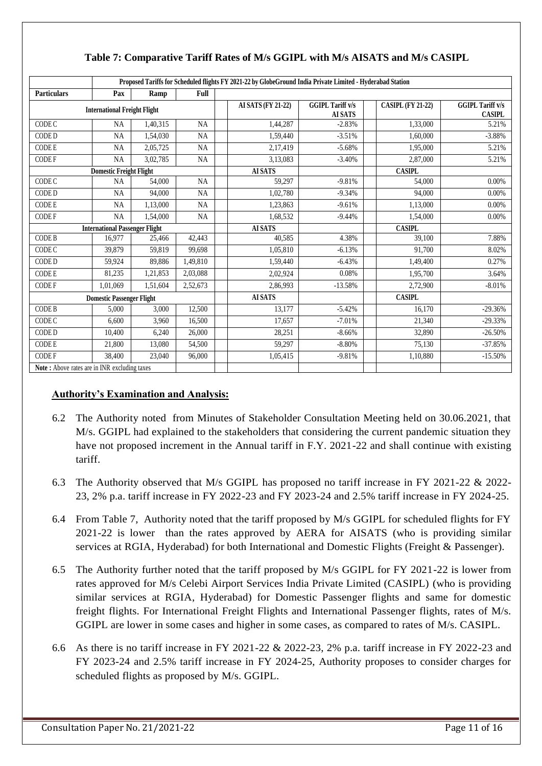## Table 7: Comparative Tariff Rates of M/s GGIPL with M/s AISATS and M/s CASIPL

| | Proposed Tariffs for Scheduled flights FY 2021-22 by GlobeGround India Private Limited - Hyderabad Station | | | | | | | |
|---|---|---|---|---|---|---|---|---|
| **Particulars** | **Pax** | **Ramp** | **Full** | | | | | |
| **International Freight Flight** | | | | | **AI SATS (FY 21-22)** | **GGIPL Tariff v/s AI SATS** | **CASIPL (FY 21-22)** | **GGIPL Tariff v/s CASIPL** |
| CODE C | NA | 1,40,315 | NA | | 1,44,287 | -2.83% | 1,33,000 | 5.21% |
| CODE D | NA | 1,54,030 | NA | | 1,59,440 | -3.51% | 1,60,000 | -3.88% |
| CODE E | NA | 2,05,725 | NA | | 2,17,419 | -5.68% | 1,95,000 | 5.21% |
| CODE F | NA | 3,02,785 | NA | | 3,13,083 | -3.40% | 2,87,000 | 5.21% |
| **Domestic Freight Flight** | | | | | **AI SATS** | | **CASIPL** | |
| CODE C | NA | 54,000 | NA | | 59,297 | -9.81% | 54,000 | 0.00% |
| CODE D | NA | 94,000 | NA | | 1,02,780 | -9.34% | 94,000 | 0.00% |
| CODE E | NA | 1,13,000 | NA | | 1,23,863 | -9.61% | 1,13,000 | 0.00% |
| CODE F | NA | 1,54,000 | NA | | 1,68,532 | -9.44% | 1,54,000 | 0.00% |
| **International Passenger Flight** | | | | | **AI SATS** | | **CASIPL** | |
| CODE B | 16,977 | 25,466 | 42,443 | | 40,585 | 4.38% | 39,100 | 7.88% |
| CODE C | 39,879 | 59,819 | 99,698 | | 1,05,810 | -6.13% | 91,700 | 8.02% |
| CODE D | 59,924 | 89,886 | 1,49,810 | | 1,59,440 | -6.43% | 1,49,400 | 0.27% |
| CODE E | 81,235 | 1,21,853 | 2,03,088 | | 2,02,924 | 0.08% | 1,95,700 | 3.64% |
| CODE F | 1,01,069 | 1,51,604 | 2,52,673 | | 2,86,993 | -13.58% | 2,72,900 | -8.01% |
| **Domestic Passenger Flight** | | | | | **AI SATS** | | **CASIPL** | |
| CODE B | 5,000 | 3,000 | 12,500 | | 13,177 | -5.42% | 16,170 | -29.36% |
| CODE C | 6,600 | 3,960 | 16,500 | | 17,657 | -7.01% | 21,340 | -29.33% |
| CODE D | 10,400 | 6,240 | 26,000 | | 28,251 | -8.66% | 32,890 | -26.50% |
| CODE E | 21,800 | 13,080 | 54,500 | | 59,297 | -8.80% | 75,130 | -37.85% |
| CODE F | 38,400 | 23,040 | 96,000 | | 1,05,415 | -9.81% | 1,10,880 | -15.50% |
| **Note :** Above rates are in INR excluding taxes | | | | | | | | |

### Authority's Examination and Analysis:

6.2 The Authority noted from Minutes of Stakeholder Consultation Meeting held on 30.06.2021, that M/s. GGIPL had explained to the stakeholders that considering the current pandemic situation they have not proposed increment in the Annual tariff in F.Y. 2021-22 and shall continue with existing tariff.

6.3 The Authority observed that M/s GGIPL has proposed no tariff increase in FY 2021-22 & 2022-23, 2% p.a. tariff increase in FY 2022-23 and FY 2023-24 and 2.5% tariff increase in FY 2024-25.

6.4 From Table 7, Authority noted that the tariff proposed by M/s GGIPL for scheduled flights for FY 2021-22 is lower than the rates approved by AERA for AISATS (who is providing similar services at RGIA, Hyderabad) for both International and Domestic Flights (Freight & Passenger).

6.5 The Authority further noted that the tariff proposed by M/s GGIPL for FY 2021-22 is lower from rates approved for M/s Celebi Airport Services India Private Limited (CASIPL) (who is providing similar services at RGIA, Hyderabad) for Domestic Passenger flights and same for domestic freight flights. For International Freight Flights and International Passenger flights, rates of M/s. GGIPL are lower in some cases and higher in some cases, as compared to rates of M/s. CASIPL.

6.6 As there is no tariff increase in FY 2021-22 & 2022-23, 2% p.a. tariff increase in FY 2022-23 and FY 2023-24 and 2.5% tariff increase in FY 2024-25, Authority proposes to consider charges for scheduled flights as proposed by M/s. GGIPL.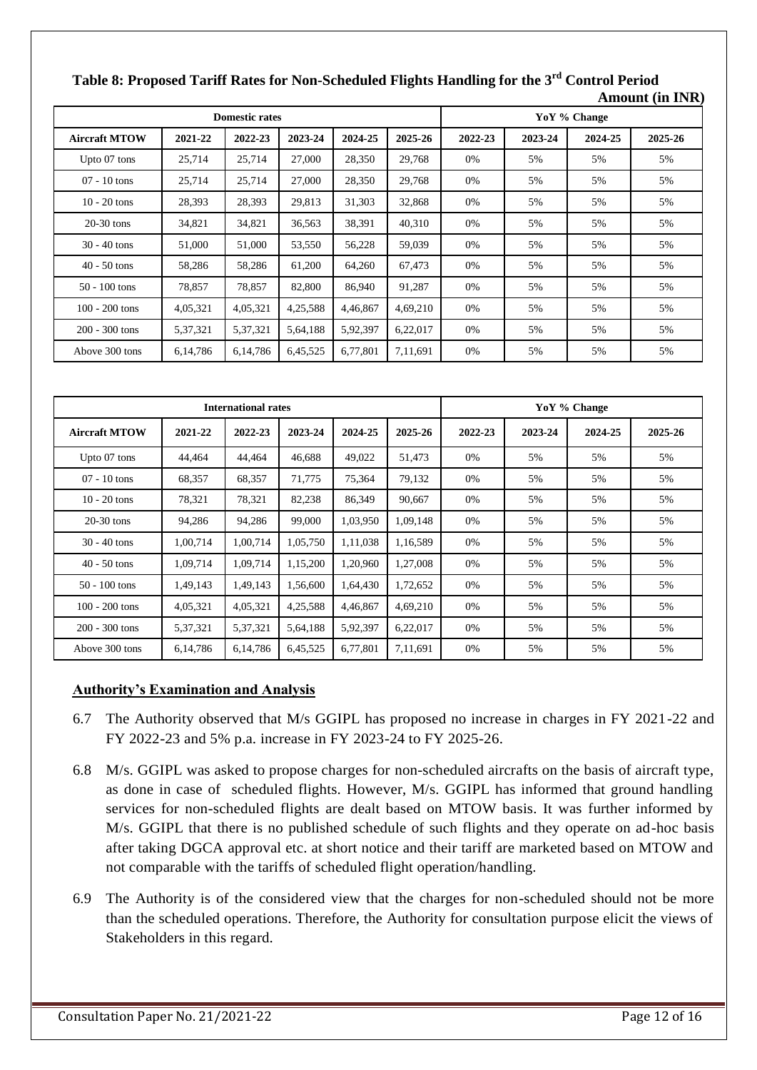**Table 8: Proposed Tariff Rates for Non-Scheduled Flights Handling for the 3rd Control Period**

**Amount (in INR)**

| Domestic rates | | | | | | YoY % Change | | | |
|---|---|---|---|---|---|---|---|---|---|
| **Aircraft MTOW** | **2021-22** | **2022-23** | **2023-24** | **2024-25** | **2025-26** | **2022-23** | **2023-24** | **2024-25** | **2025-26** |
| Upto 07 tons | 25,714 | 25,714 | 27,000 | 28,350 | 29,768 | 0% | 5% | 5% | 5% |
| 07 - 10 tons | 25,714 | 25,714 | 27,000 | 28,350 | 29,768 | 0% | 5% | 5% | 5% |
| 10 - 20 tons | 28,393 | 28,393 | 29,813 | 31,303 | 32,868 | 0% | 5% | 5% | 5% |
| 20-30 tons | 34,821 | 34,821 | 36,563 | 38,391 | 40,310 | 0% | 5% | 5% | 5% |
| 30 - 40 tons | 51,000 | 51,000 | 53,550 | 56,228 | 59,039 | 0% | 5% | 5% | 5% |
| 40 - 50 tons | 58,286 | 58,286 | 61,200 | 64,260 | 67,473 | 0% | 5% | 5% | 5% |
| 50 - 100 tons | 78,857 | 78,857 | 82,800 | 86,940 | 91,287 | 0% | 5% | 5% | 5% |
| 100 - 200 tons | 4,05,321 | 4,05,321 | 4,25,588 | 4,46,867 | 4,69,210 | 0% | 5% | 5% | 5% |
| 200 - 300 tons | 5,37,321 | 5,37,321 | 5,64,188 | 5,92,397 | 6,22,017 | 0% | 5% | 5% | 5% |
| Above 300 tons | 6,14,786 | 6,14,786 | 6,45,525 | 6,77,801 | 7,11,691 | 0% | 5% | 5% | 5% |

| International rates | | | | | | YoY % Change | | | |
|---|---|---|---|---|---|---|---|---|---|
| **Aircraft MTOW** | **2021-22** | **2022-23** | **2023-24** | **2024-25** | **2025-26** | **2022-23** | **2023-24** | **2024-25** | **2025-26** |
| Upto 07 tons | 44,464 | 44,464 | 46,688 | 49,022 | 51,473 | 0% | 5% | 5% | 5% |
| 07 - 10 tons | 68,357 | 68,357 | 71,775 | 75,364 | 79,132 | 0% | 5% | 5% | 5% |
| 10 - 20 tons | 78,321 | 78,321 | 82,238 | 86,349 | 90,667 | 0% | 5% | 5% | 5% |
| 20-30 tons | 94,286 | 94,286 | 99,000 | 1,03,950 | 1,09,148 | 0% | 5% | 5% | 5% |
| 30 - 40 tons | 1,00,714 | 1,00,714 | 1,05,750 | 1,11,038 | 1,16,589 | 0% | 5% | 5% | 5% |
| 40 - 50 tons | 1,09,714 | 1,09,714 | 1,15,200 | 1,20,960 | 1,27,008 | 0% | 5% | 5% | 5% |
| 50 - 100 tons | 1,49,143 | 1,49,143 | 1,56,600 | 1,64,430 | 1,72,652 | 0% | 5% | 5% | 5% |
| 100 - 200 tons | 4,05,321 | 4,05,321 | 4,25,588 | 4,46,867 | 4,69,210 | 0% | 5% | 5% | 5% |
| 200 - 300 tons | 5,37,321 | 5,37,321 | 5,64,188 | 5,92,397 | 6,22,017 | 0% | 5% | 5% | 5% |
| Above 300 tons | 6,14,786 | 6,14,786 | 6,45,525 | 6,77,801 | 7,11,691 | 0% | 5% | 5% | 5% |

## Authority's Examination and Analysis

6.7 The Authority observed that M/s GGIPL has proposed no increase in charges in FY 2021-22 and FY 2022-23 and 5% p.a. increase in FY 2023-24 to FY 2025-26.

6.8 M/s. GGIPL was asked to propose charges for non-scheduled aircrafts on the basis of aircraft type, as done in case of scheduled flights. However, M/s. GGIPL has informed that ground handling services for non-scheduled flights are dealt based on MTOW basis. It was further informed by M/s. GGIPL that there is no published schedule of such flights and they operate on ad-hoc basis after taking DGCA approval etc. at short notice and their tariff are marketed based on MTOW and not comparable with the tariffs of scheduled flight operation/handling.

6.9 The Authority is of the considered view that the charges for non-scheduled should not be more than the scheduled operations. Therefore, the Authority for consultation purpose elicit the views of Stakeholders in this regard.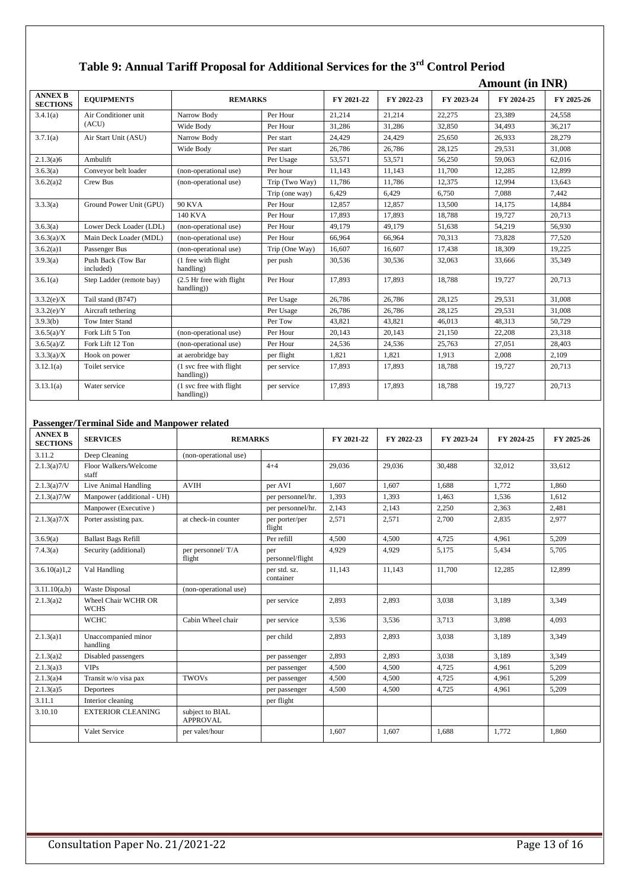# Table 9: Annual Tariff Proposal for Additional Services for the 3rd Control Period

**Amount (in INR)**

| ANNEX B SECTIONS | EQUIPMENTS | REMARKS | | FY 2021-22 | FY 2022-23 | FY 2023-24 | FY 2024-25 | FY 2025-26 |
|---|---|---|---|---|---|---|---|---|
| 3.4.1(a) | Air Conditioner unit (ACU) | Narrow Body | Per Hour | 21,214 | 21,214 | 22,275 | 23,389 | 24,558 |
| | | Wide Body | Per Hour | 31,286 | 31,286 | 32,850 | 34,493 | 36,217 |
| 3.7.1(a) | Air Start Unit (ASU) | Narrow Body | Per start | 24,429 | 24,429 | 25,650 | 26,933 | 28,279 |
| | | Wide Body | Per start | 26,786 | 26,786 | 28,125 | 29,531 | 31,008 |
| 2.1.3(a)6 | Ambulift | | Per Usage | 53,571 | 53,571 | 56,250 | 59,063 | 62,016 |
| 3.6.3(a) | Conveyor belt loader | (non-operational use) | Per hour | 11,143 | 11,143 | 11,700 | 12,285 | 12,899 |
| 3.6.2(a)2 | Crew Bus | (non-operational use) | Trip (Two Way) | 11,786 | 11,786 | 12,375 | 12,994 | 13,643 |
| | | | Trip (one way) | 6,429 | 6,429 | 6,750 | 7,088 | 7,442 |
| 3.3.3(a) | Ground Power Unit (GPU) | 90 KVA | Per Hour | 12,857 | 12,857 | 13,500 | 14,175 | 14,884 |
| | | 140 KVA | Per Hour | 17,893 | 17,893 | 18,788 | 19,727 | 20,713 |
| 3.6.3(a) | Lower Deck Loader (LDL) | (non-operational use) | Per Hour | 49,179 | 49,179 | 51,638 | 54,219 | 56,930 |
| 3.6.3(a)/X | Main Deck Loader (MDL) | (non-operational use) | Per Hour | 66,964 | 66,964 | 70,313 | 73,828 | 77,520 |
| 3.6.2(a)1 | Passenger Bus | (non-operational use) | Trip (One Way) | 16,607 | 16,607 | 17,438 | 18,309 | 19,225 |
| 3.9.3(a) | Push Back (Tow Bar included) | (1 free with flight handling) | per push | 30,536 | 30,536 | 32,063 | 33,666 | 35,349 |
| 3.6.1(a) | Step Ladder (remote bay) | (2.5 Hr free with flight handling)) | Per Hour | 17,893 | 17,893 | 18,788 | 19,727 | 20,713 |
| 3.3.2(e)/X | Tail stand (B747) | | Per Usage | 26,786 | 26,786 | 28,125 | 29,531 | 31,008 |
| 3.3.2(e)/Y | Aircraft tethering | | Per Usage | 26,786 | 26,786 | 28,125 | 29,531 | 31,008 |
| 3.9.3(b) | Tow Inter Stand | | Per Tow | 43,821 | 43,821 | 46,013 | 48,313 | 50,729 |
| 3.6.5(a)/Y | Fork Lift 5 Ton | (non-operational use) | Per Hour | 20,143 | 20,143 | 21,150 | 22,208 | 23,318 |
| 3.6.5(a)/Z | Fork Lift 12 Ton | (non-operational use) | Per Hour | 24,536 | 24,536 | 25,763 | 27,051 | 28,403 |
| 3.3.3(a)/X | Hook on power | at aerobridge bay | per flight | 1,821 | 1,821 | 1,913 | 2,008 | 2,109 |
| 3.12.1(a) | Toilet service | (1 svc free with flight handling)) | per service | 17,893 | 17,893 | 18,788 | 19,727 | 20,713 |
| 3.13.1(a) | Water service | (1 svc free with flight handling)) | per service | 17,893 | 17,893 | 18,788 | 19,727 | 20,713 |

**Passenger/Terminal Side and Manpower related**

| ANNEX B SECTIONS | SERVICES | REMARKS | | FY 2021-22 | FY 2022-23 | FY 2023-24 | FY 2024-25 | FY 2025-26 |
|---|---|---|---|---|---|---|---|---|
| 3.11.2 | Deep Cleaning | (non-operational use) | | | | | | |
| 2.1.3(a)7/U | Floor Walkers/Welcome staff | | 4+4 | 29,036 | 29,036 | 30,488 | 32,012 | 33,612 |
| 2.1.3(a)7/V | Live Animal Handling | AVIH | per AVI | 1,607 | 1,607 | 1,688 | 1,772 | 1,860 |
| 2.1.3(a)7/W | Manpower (additional - UH) | | per personnel/hr. | 1,393 | 1,393 | 1,463 | 1,536 | 1,612 |
| | Manpower (Executive ) | | per personnel/hr. | 2,143 | 2,143 | 2,250 | 2,363 | 2,481 |
| 2.1.3(a)7/X | Porter assisting pax. | at check-in counter | per porter/per flight | 2,571 | 2,571 | 2,700 | 2,835 | 2,977 |
| 3.6.9(a) | Ballast Bags Refill | | Per refill | 4,500 | 4,500 | 4,725 | 4,961 | 5,209 |
| 7.4.3(a) | Security (additional) | per personnel/ T/A flight | per personnel/flight | 4,929 | 4,929 | 5,175 | 5,434 | 5,705 |
| 3.6.10(a)1,2 | Val Handling | | per std. sz. container | 11,143 | 11,143 | 11,700 | 12,285 | 12,899 |
| 3.11.10(a,b) | Waste Disposal | (non-operational use) | | | | | | |
| 2.1.3(a)2 | Wheel Chair WCHR OR WCHS | | per service | 2,893 | 2,893 | 3,038 | 3,189 | 3,349 |
| | WCHC | Cabin Wheel chair | per service | 3,536 | 3,536 | 3,713 | 3,898 | 4,093 |
| 2.1.3(a)1 | Unaccompanied minor handling | | per child | 2,893 | 2,893 | 3,038 | 3,189 | 3,349 |
| 2.1.3(a)2 | Disabled passengers | | per passenger | 2,893 | 2,893 | 3,038 | 3,189 | 3,349 |
| 2.1.3(a)3 | VIPs | | per passenger | 4,500 | 4,500 | 4,725 | 4,961 | 5,209 |
| 2.1.3(a)4 | Transit w/o visa pax | TWOVs | per passenger | 4,500 | 4,500 | 4,725 | 4,961 | 5,209 |
| 2.1.3(a)5 | Deportees | | per passenger | 4,500 | 4,500 | 4,725 | 4,961 | 5,209 |
| 3.11.1 | Interior cleaning | | per flight | | | | | |
| 3.10.10 | EXTERIOR CLEANING | subject to BIAL APPROVAL | | | | | | |
| | Valet Service | per valet/hour | | 1,607 | 1,607 | 1,688 | 1,772 | 1,860 |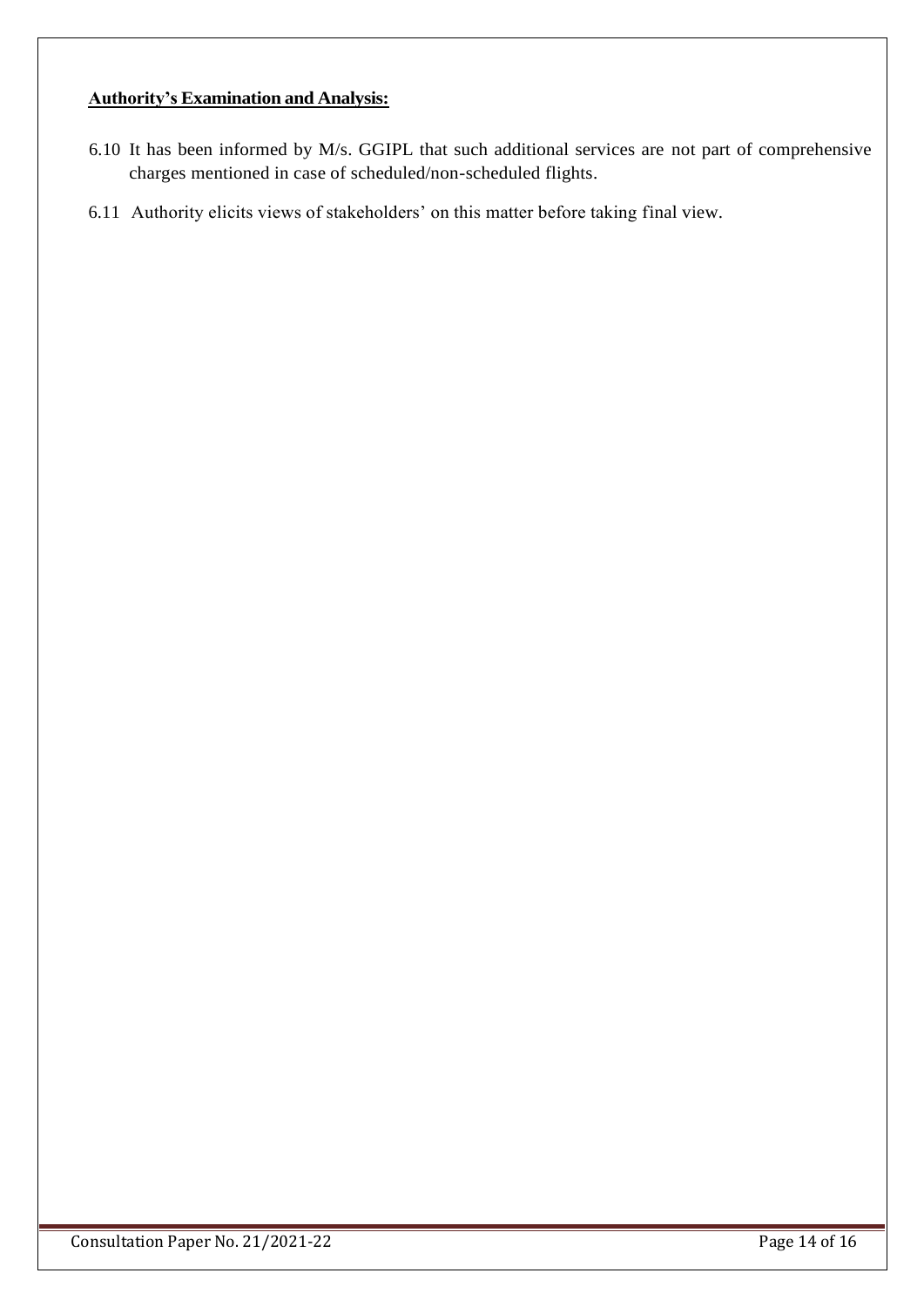**Authority's Examination and Analysis:**

6.10 It has been informed by M/s. GGIPL that such additional services are not part of comprehensive charges mentioned in case of scheduled/non-scheduled flights.

6.11 Authority elicits views of stakeholders' on this matter before taking final view.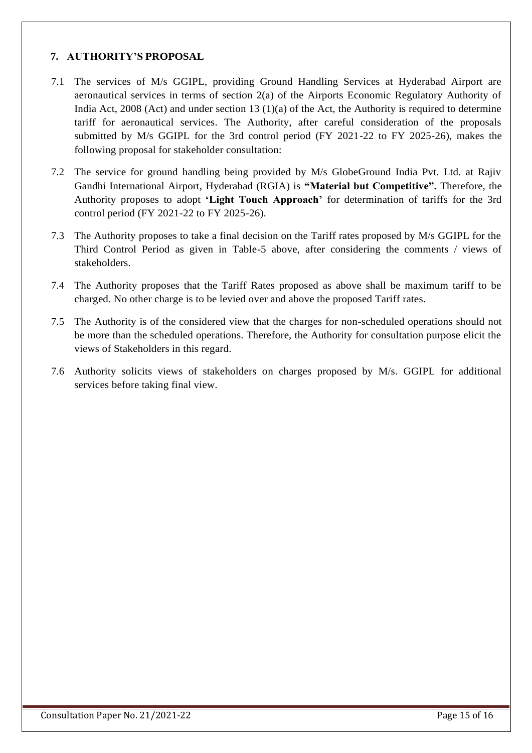## 7. AUTHORITY'S PROPOSAL

7.1 The services of M/s GGIPL, providing Ground Handling Services at Hyderabad Airport are aeronautical services in terms of section 2(a) of the Airports Economic Regulatory Authority of India Act, 2008 (Act) and under section 13 (1)(a) of the Act, the Authority is required to determine tariff for aeronautical services. The Authority, after careful consideration of the proposals submitted by M/s GGIPL for the 3rd control period (FY 2021-22 to FY 2025-26), makes the following proposal for stakeholder consultation:

7.2 The service for ground handling being provided by M/s GlobeGround India Pvt. Ltd. at Rajiv Gandhi International Airport, Hyderabad (RGIA) is **"Material but Competitive".** Therefore, the Authority proposes to adopt **'Light Touch Approach'** for determination of tariffs for the 3rd control period (FY 2021-22 to FY 2025-26).

7.3 The Authority proposes to take a final decision on the Tariff rates proposed by M/s GGIPL for the Third Control Period as given in Table-5 above, after considering the comments / views of stakeholders.

7.4 The Authority proposes that the Tariff Rates proposed as above shall be maximum tariff to be charged. No other charge is to be levied over and above the proposed Tariff rates.

7.5 The Authority is of the considered view that the charges for non-scheduled operations should not be more than the scheduled operations. Therefore, the Authority for consultation purpose elicit the views of Stakeholders in this regard.

7.6 Authority solicits views of stakeholders on charges proposed by M/s. GGIPL for additional services before taking final view.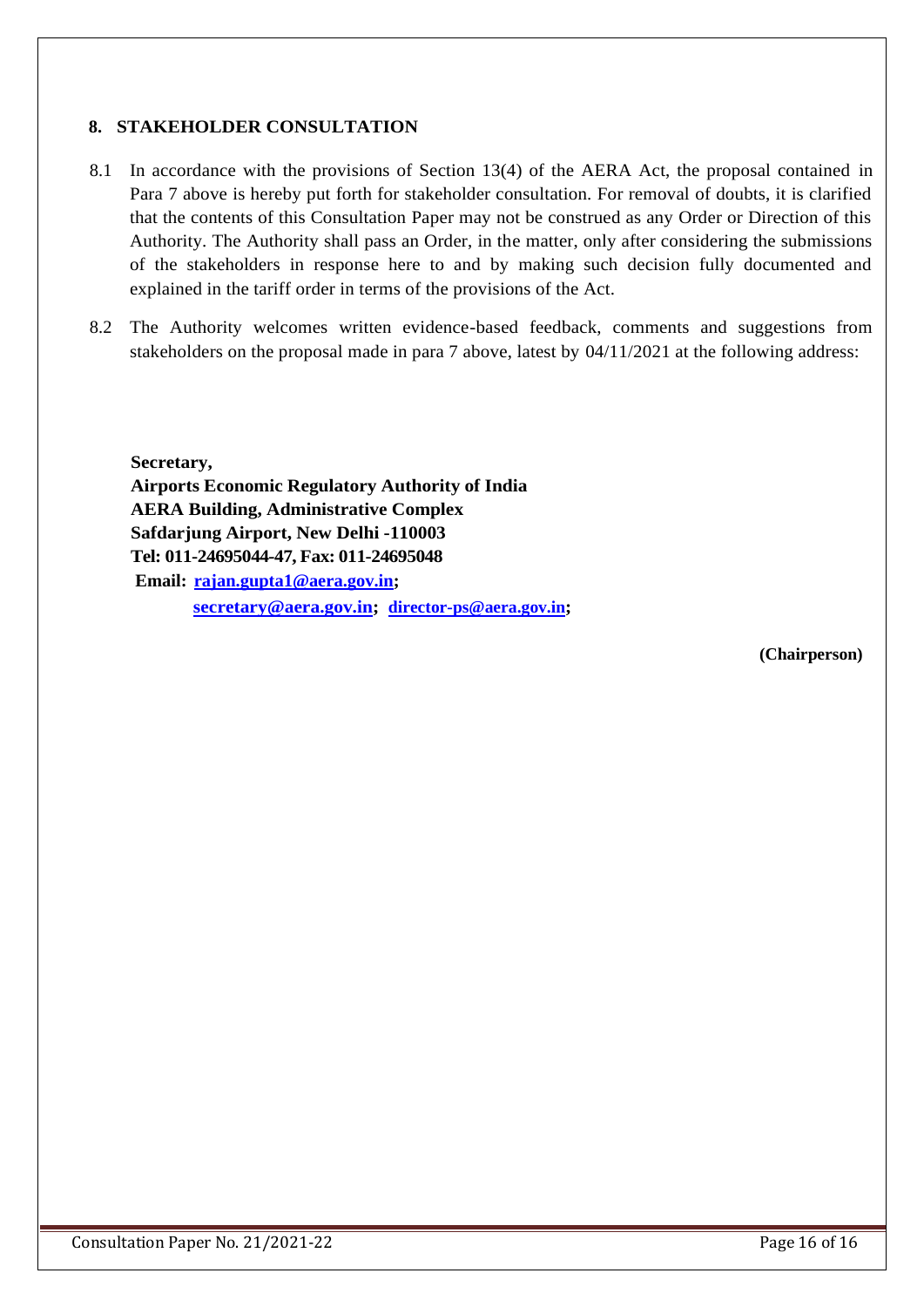## 8. STAKEHOLDER CONSULTATION

8.1 In accordance with the provisions of Section 13(4) of the AERA Act, the proposal contained in Para 7 above is hereby put forth for stakeholder consultation. For removal of doubts, it is clarified that the contents of this Consultation Paper may not be construed as any Order or Direction of this Authority. The Authority shall pass an Order, in the matter, only after considering the submissions of the stakeholders in response here to and by making such decision fully documented and explained in the tariff order in terms of the provisions of the Act.

8.2 The Authority welcomes written evidence-based feedback, comments and suggestions from stakeholders on the proposal made in para 7 above, latest by 04/11/2021 at the following address:

**Secretary,**
**Airports Economic Regulatory Authority of India**
**AERA Building, Administrative Complex**
**Safdarjung Airport, New Delhi -110003**
**Tel: 011-24695044-47, Fax: 011-24695048**
**Email: rajan.gupta1@aera.gov.in;**
**secretary@aera.gov.in; director-ps@aera.gov.in;**

**(Chairperson)**

Consultation Paper No. 21/2021-22